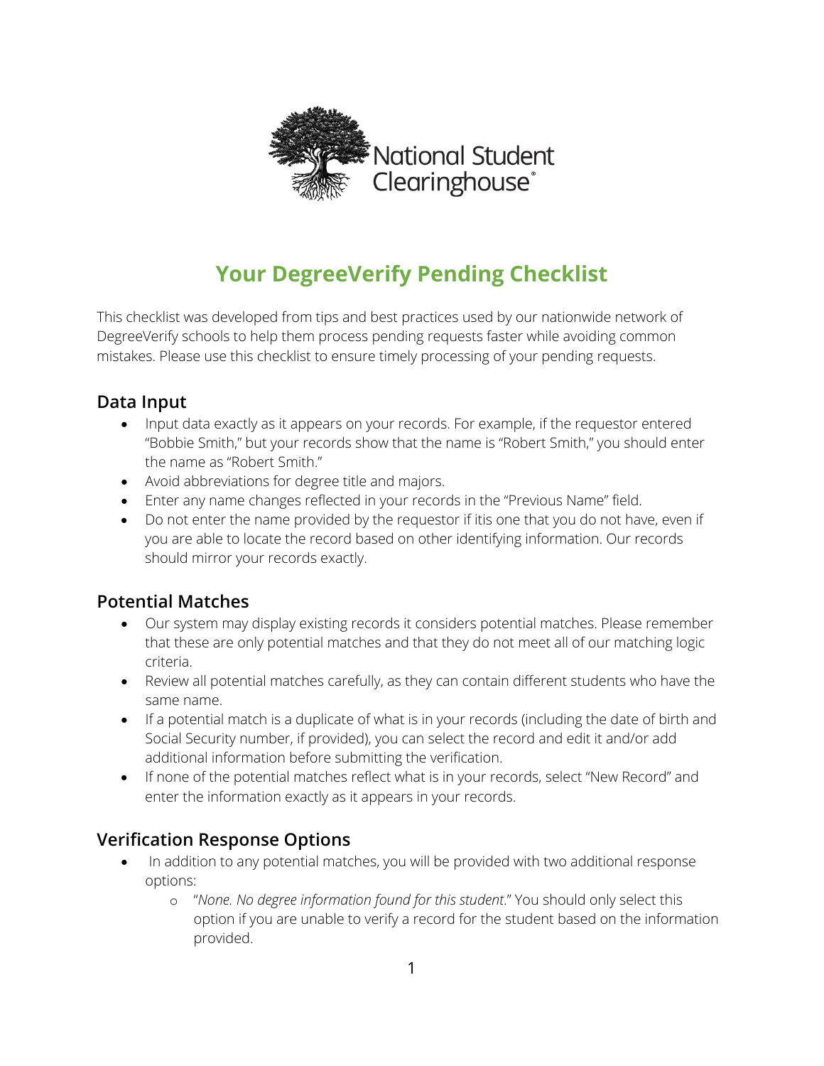National Student Clearinghouse®

# Your DegreeVerify Pending Checklist

This checklist was developed from tips and best practices used by our nationwide network of DegreeVerify schools to help them process pending requests faster while avoiding common mistakes. Please use this checklist to ensure timely processing of your pending requests.

## Data Input

- Input data exactly as it appears on your records. For example, if the requestor entered "Bobbie Smith," but your records show that the name is "Robert Smith," you should enter the name as "Robert Smith."
- Avoid abbreviations for degree title and majors.
- Enter any name changes reflected in your records in the "Previous Name" field.
- Do not enter the name provided by the requestor if itis one that you do not have, even if you are able to locate the record based on other identifying information. Our records should mirror your records exactly.

## Potential Matches

- Our system may display existing records it considers potential matches. Please remember that these are only potential matches and that they do not meet all of our matching logic criteria.
- Review all potential matches carefully, as they can contain different students who have the same name.
- If a potential match is a duplicate of what is in your records (including the date of birth and Social Security number, if provided), you can select the record and edit it and/or add additional information before submitting the verification.
- If none of the potential matches reflect what is in your records, select "New Record" and enter the information exactly as it appears in your records.

## Verification Response Options

- In addition to any potential matches, you will be provided with two additional response options:
  - "*None. No degree information found for this student*." You should only select this option if you are unable to verify a record for the student based on the information provided.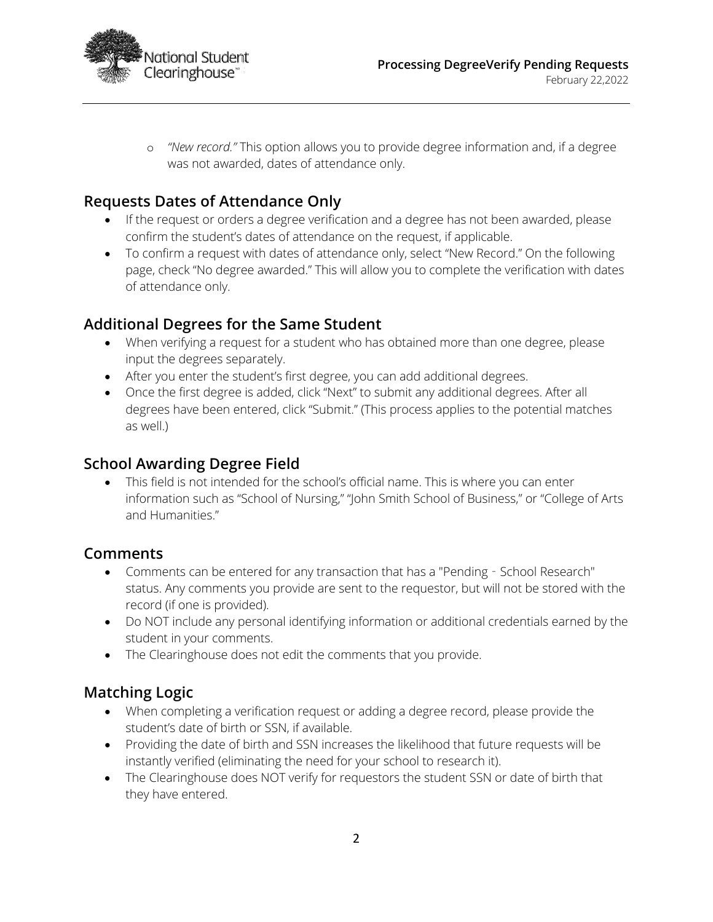- *"New record."* This option allows you to provide degree information and, if a degree was not awarded, dates of attendance only.

## Requests Dates of Attendance Only

- If the request or orders a degree verification and a degree has not been awarded, please confirm the student's dates of attendance on the request, if applicable.
- To confirm a request with dates of attendance only, select "New Record." On the following page, check "No degree awarded." This will allow you to complete the verification with dates of attendance only.

## Additional Degrees for the Same Student

- When verifying a request for a student who has obtained more than one degree, please input the degrees separately.
- After you enter the student's first degree, you can add additional degrees.
- Once the first degree is added, click "Next" to submit any additional degrees. After all degrees have been entered, click "Submit." (This process applies to the potential matches as well.)

## School Awarding Degree Field

- This field is not intended for the school's official name. This is where you can enter information such as "School of Nursing," "John Smith School of Business," or "College of Arts and Humanities."

## Comments

- Comments can be entered for any transaction that has a "Pending - School Research" status. Any comments you provide are sent to the requestor, but will not be stored with the record (if one is provided).
- Do NOT include any personal identifying information or additional credentials earned by the student in your comments.
- The Clearinghouse does not edit the comments that you provide.

## Matching Logic

- When completing a verification request or adding a degree record, please provide the student's date of birth or SSN, if available.
- Providing the date of birth and SSN increases the likelihood that future requests will be instantly verified (eliminating the need for your school to research it).
- The Clearinghouse does NOT verify for requestors the student SSN or date of birth that they have entered.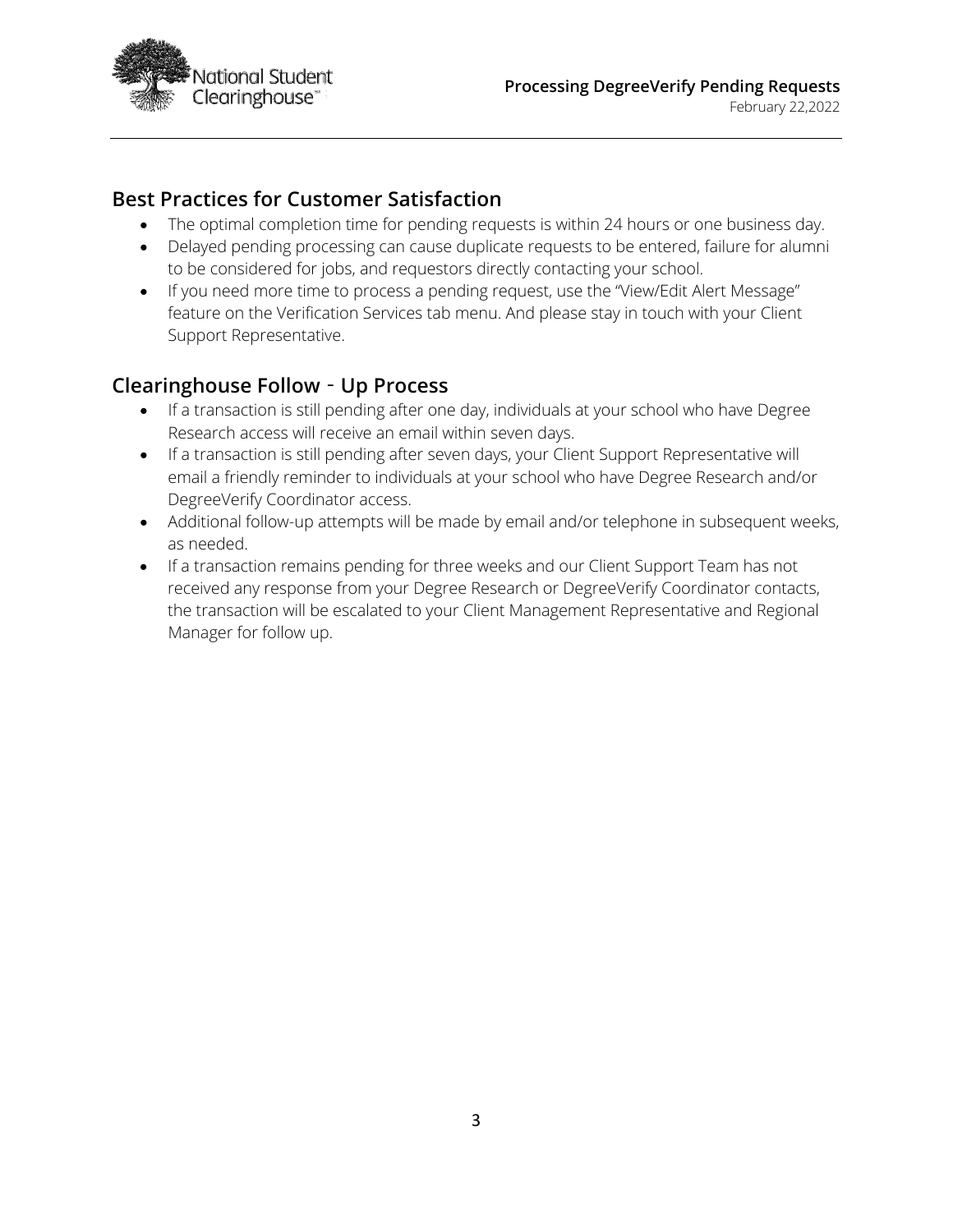## Best Practices for Customer Satisfaction

- The optimal completion time for pending requests is within 24 hours or one business day.
- Delayed pending processing can cause duplicate requests to be entered, failure for alumni to be considered for jobs, and requestors directly contacting your school.
- If you need more time to process a pending request, use the "View/Edit Alert Message" feature on the Verification Services tab menu. And please stay in touch with your Client Support Representative.

## Clearinghouse Follow - Up Process

- If a transaction is still pending after one day, individuals at your school who have Degree Research access will receive an email within seven days.
- If a transaction is still pending after seven days, your Client Support Representative will email a friendly reminder to individuals at your school who have Degree Research and/or DegreeVerify Coordinator access.
- Additional follow-up attempts will be made by email and/or telephone in subsequent weeks, as needed.
- If a transaction remains pending for three weeks and our Client Support Team has not received any response from your Degree Research or DegreeVerify Coordinator contacts, the transaction will be escalated to your Client Management Representative and Regional Manager for follow up.